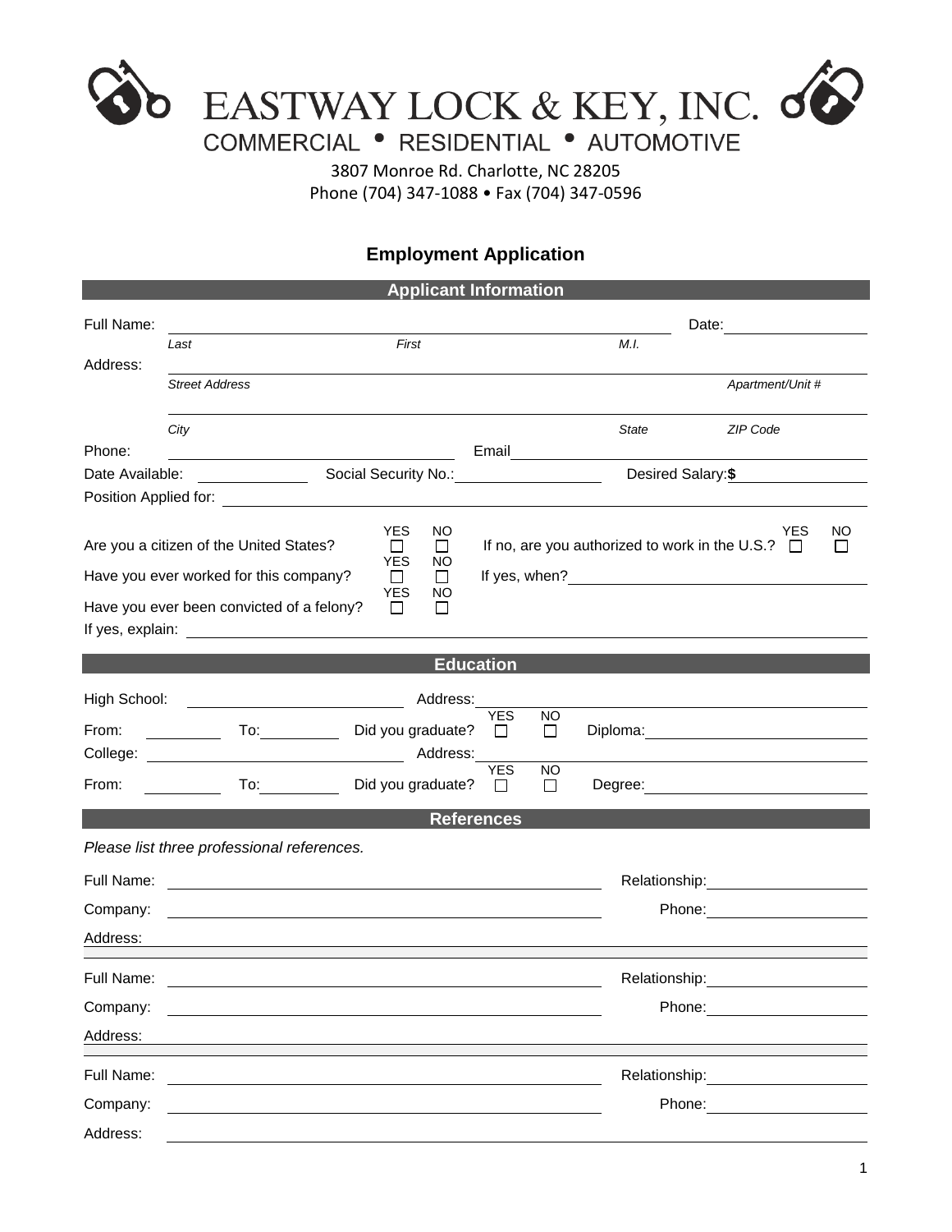# EASTWAY LOCK & KEY, INC.

COMMERCIAL • RESIDENTIAL • AUTOMOTIVE

3807 Monroe Rd. Charlotte, NC 28205
Phone (704) 347-1088 • Fax (704) 347-0596

## Employment Application

### Applicant Information

Full Name: ______________________________________________ Date: ______________
*Last* *First* *M.I.*

Address: ______________________________________________
*Street Address* *Apartment/Unit #*

______________________________________________
*City* *State* *ZIP Code*

Phone: ______________________ Email ______________________

Date Available: __________ Social Security No.: ______________ Desired Salary: $ ______________

Position Applied for: ______________________________________________

Are you a citizen of the United States? YES ☐ NO ☐ If no, are you authorized to work in the U.S.? YES ☐ NO ☐

Have you ever worked for this company? YES ☐ NO ☐ If yes, when? ______________________

Have you ever been convicted of a felony? YES ☐ NO ☐

If yes, explain: ______________________________________________

### Education

High School: ______________________ Address: ______________________

From: ________ To: ________ Did you graduate? YES ☐ NO ☐ Diploma: ______________

College: ______________________ Address: ______________________

From: ________ To: ________ Did you graduate? YES ☐ NO ☐ Degree: ______________

### References

*Please list three professional references.*

Full Name: ______________________________ Relationship: ______________

Company: ______________________________ Phone: ______________

Address: ______________________________________________

Full Name: ______________________________ Relationship: ______________

Company: ______________________________ Phone: ______________

Address: ______________________________________________

Full Name: ______________________________ Relationship: ______________

Company: ______________________________ Phone: ______________

Address: ______________________________________________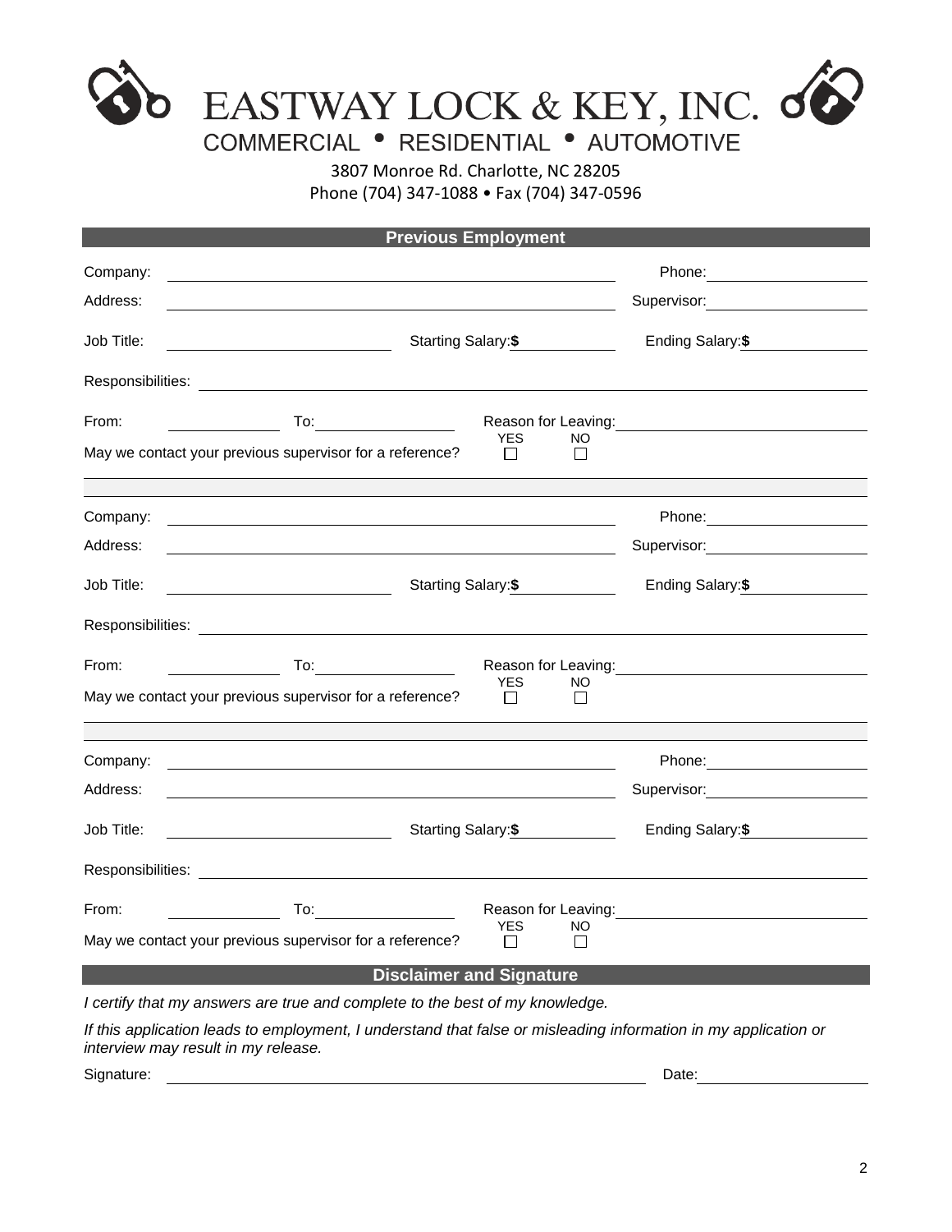# EASTWAY LOCK & KEY, INC.

COMMERCIAL • RESIDENTIAL • AUTOMOTIVE

3807 Monroe Rd. Charlotte, NC 28205
Phone (704) 347-1088 • Fax (704) 347-0596

## Previous Employment

Company: ______________________ Phone: ______________________

Address: ______________________ Supervisor: ______________________

Job Title: ______________________ Starting Salary: $ __________ Ending Salary: $ __________

Responsibilities: ______________________

From: __________ To: __________ Reason for Leaving: ______________________

May we contact your previous supervisor for a reference? YES ☐ NO ☐

---

Company: ______________________ Phone: ______________________

Address: ______________________ Supervisor: ______________________

Job Title: ______________________ Starting Salary: $ __________ Ending Salary: $ __________

Responsibilities: ______________________

From: __________ To: __________ Reason for Leaving: ______________________

May we contact your previous supervisor for a reference? YES ☐ NO ☐

---

Company: ______________________ Phone: ______________________

Address: ______________________ Supervisor: ______________________

Job Title: ______________________ Starting Salary: $ __________ Ending Salary: $ __________

Responsibilities: ______________________

From: __________ To: __________ Reason for Leaving: ______________________

May we contact your previous supervisor for a reference? YES ☐ NO ☐

## Disclaimer and Signature

*I certify that my answers are true and complete to the best of my knowledge.*

*If this application leads to employment, I understand that false or misleading information in my application or interview may result in my release.*

Signature: ______________________ Date: ______________________